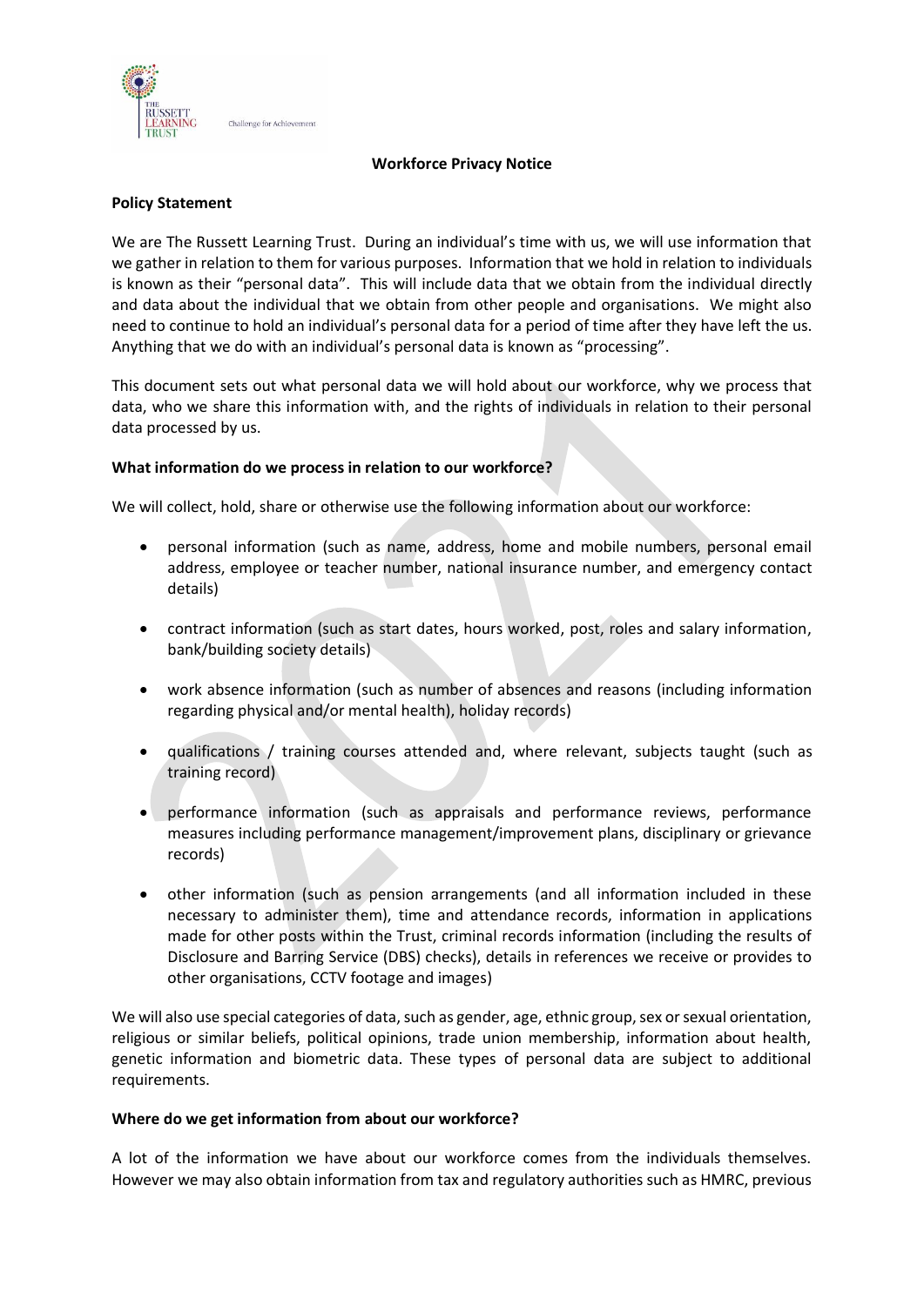# Workforce Privacy Notice

## Policy Statement

We are The Russett Learning Trust. During an individual's time with us, we will use information that we gather in relation to them for various purposes. Information that we hold in relation to individuals is known as their "personal data". This will include data that we obtain from the individual directly and data about the individual that we obtain from other people and organisations. We might also need to continue to hold an individual's personal data for a period of time after they have left the us. Anything that we do with an individual's personal data is known as "processing".

This document sets out what personal data we will hold about our workforce, why we process that data, who we share this information with, and the rights of individuals in relation to their personal data processed by us.

## What information do we process in relation to our workforce?

We will collect, hold, share or otherwise use the following information about our workforce:

- personal information (such as name, address, home and mobile numbers, personal email address, employee or teacher number, national insurance number, and emergency contact details)
- contract information (such as start dates, hours worked, post, roles and salary information, bank/building society details)
- work absence information (such as number of absences and reasons (including information regarding physical and/or mental health), holiday records)
- qualifications / training courses attended and, where relevant, subjects taught (such as training record)
- performance information (such as appraisals and performance reviews, performance measures including performance management/improvement plans, disciplinary or grievance records)
- other information (such as pension arrangements (and all information included in these necessary to administer them), time and attendance records, information in applications made for other posts within the Trust, criminal records information (including the results of Disclosure and Barring Service (DBS) checks), details in references we receive or provides to other organisations, CCTV footage and images)

We will also use special categories of data, such as gender, age, ethnic group, sex or sexual orientation, religious or similar beliefs, political opinions, trade union membership, information about health, genetic information and biometric data. These types of personal data are subject to additional requirements.

## Where do we get information from about our workforce?

A lot of the information we have about our workforce comes from the individuals themselves. However we may also obtain information from tax and regulatory authorities such as HMRC, previous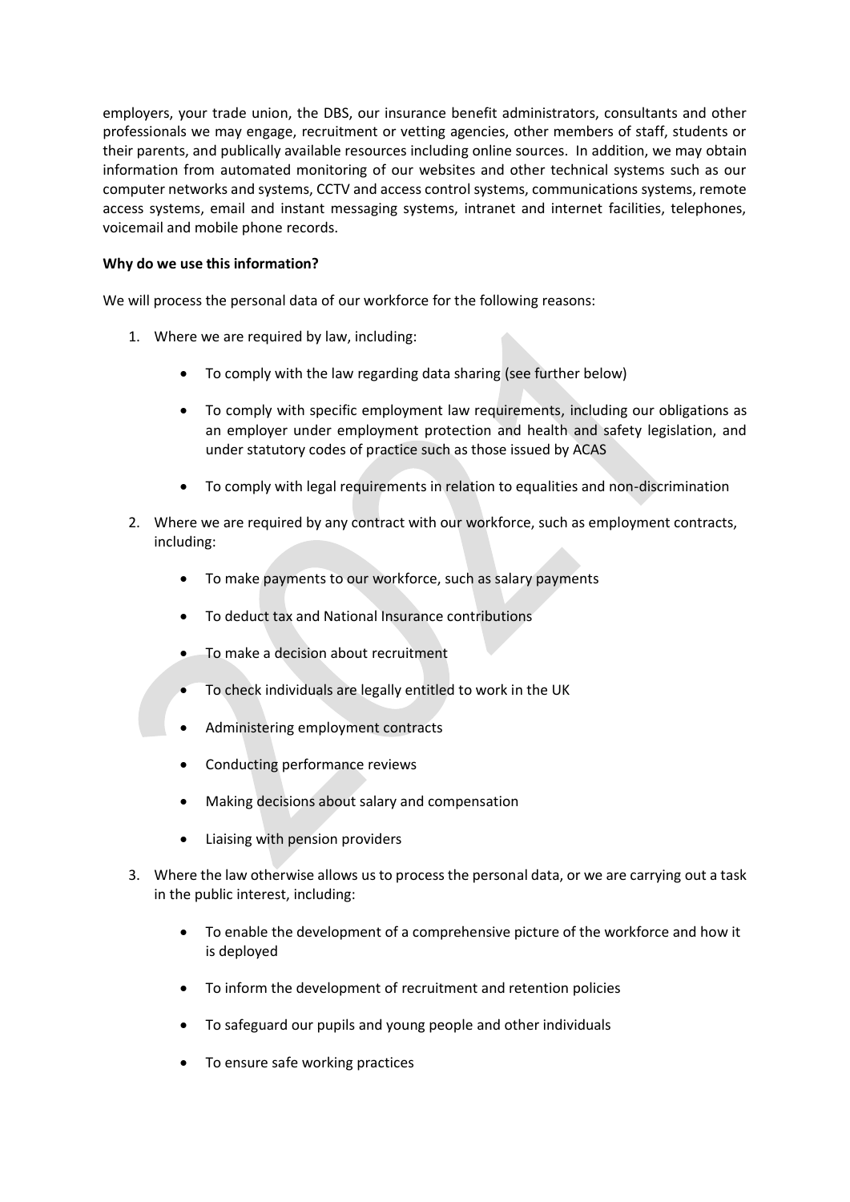employers, your trade union, the DBS, our insurance benefit administrators, consultants and other professionals we may engage, recruitment or vetting agencies, other members of staff, students or their parents, and publically available resources including online sources. In addition, we may obtain information from automated monitoring of our websites and other technical systems such as our computer networks and systems, CCTV and access control systems, communications systems, remote access systems, email and instant messaging systems, intranet and internet facilities, telephones, voicemail and mobile phone records.

**Why do we use this information?**

We will process the personal data of our workforce for the following reasons:

1. Where we are required by law, including:
    - To comply with the law regarding data sharing (see further below)
    - To comply with specific employment law requirements, including our obligations as an employer under employment protection and health and safety legislation, and under statutory codes of practice such as those issued by ACAS
    - To comply with legal requirements in relation to equalities and non-discrimination
2. Where we are required by any contract with our workforce, such as employment contracts, including:
    - To make payments to our workforce, such as salary payments
    - To deduct tax and National Insurance contributions
    - To make a decision about recruitment
    - To check individuals are legally entitled to work in the UK
    - Administering employment contracts
    - Conducting performance reviews
    - Making decisions about salary and compensation
    - Liaising with pension providers
3. Where the law otherwise allows us to process the personal data, or we are carrying out a task in the public interest, including:
    - To enable the development of a comprehensive picture of the workforce and how it is deployed
    - To inform the development of recruitment and retention policies
    - To safeguard our pupils and young people and other individuals
    - To ensure safe working practices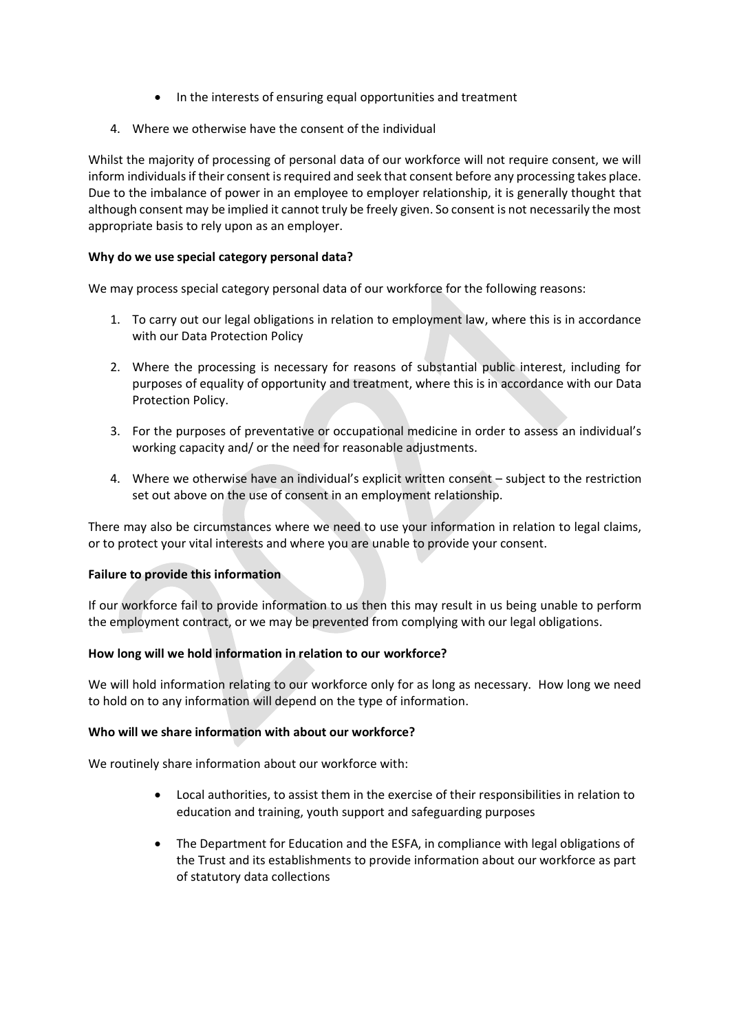- In the interests of ensuring equal opportunities and treatment

4. Where we otherwise have the consent of the individual

Whilst the majority of processing of personal data of our workforce will not require consent, we will inform individuals if their consent is required and seek that consent before any processing takes place. Due to the imbalance of power in an employee to employer relationship, it is generally thought that although consent may be implied it cannot truly be freely given. So consent is not necessarily the most appropriate basis to rely upon as an employer.

**Why do we use special category personal data?**

We may process special category personal data of our workforce for the following reasons:

1. To carry out our legal obligations in relation to employment law, where this is in accordance with our Data Protection Policy
2. Where the processing is necessary for reasons of substantial public interest, including for purposes of equality of opportunity and treatment, where this is in accordance with our Data Protection Policy.
3. For the purposes of preventative or occupational medicine in order to assess an individual's working capacity and/ or the need for reasonable adjustments.
4. Where we otherwise have an individual's explicit written consent – subject to the restriction set out above on the use of consent in an employment relationship.

There may also be circumstances where we need to use your information in relation to legal claims, or to protect your vital interests and where you are unable to provide your consent.

**Failure to provide this information**

If our workforce fail to provide information to us then this may result in us being unable to perform the employment contract, or we may be prevented from complying with our legal obligations.

**How long will we hold information in relation to our workforce?**

We will hold information relating to our workforce only for as long as necessary. How long we need to hold on to any information will depend on the type of information.

**Who will we share information with about our workforce?**

We routinely share information about our workforce with:

- Local authorities, to assist them in the exercise of their responsibilities in relation to education and training, youth support and safeguarding purposes
- The Department for Education and the ESFA, in compliance with legal obligations of the Trust and its establishments to provide information about our workforce as part of statutory data collections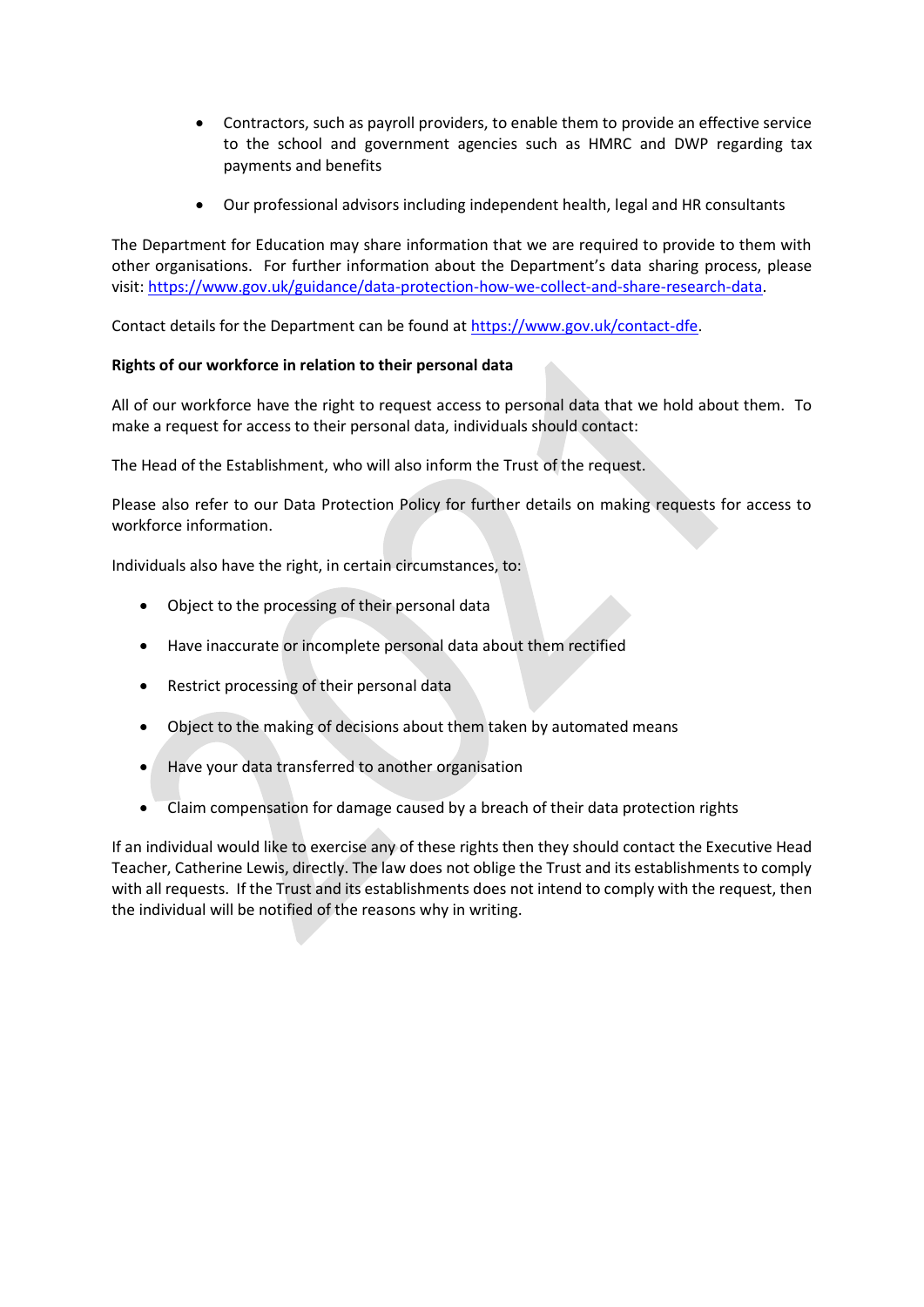- Contractors, such as payroll providers, to enable them to provide an effective service to the school and government agencies such as HMRC and DWP regarding tax payments and benefits

- Our professional advisors including independent health, legal and HR consultants

The Department for Education may share information that we are required to provide to them with other organisations. For further information about the Department's data sharing process, please visit: https://www.gov.uk/guidance/data-protection-how-we-collect-and-share-research-data.

Contact details for the Department can be found at https://www.gov.uk/contact-dfe.

**Rights of our workforce in relation to their personal data**

All of our workforce have the right to request access to personal data that we hold about them. To make a request for access to their personal data, individuals should contact:

The Head of the Establishment, who will also inform the Trust of the request.

Please also refer to our Data Protection Policy for further details on making requests for access to workforce information.

Individuals also have the right, in certain circumstances, to:

- Object to the processing of their personal data
- Have inaccurate or incomplete personal data about them rectified
- Restrict processing of their personal data
- Object to the making of decisions about them taken by automated means
- Have your data transferred to another organisation
- Claim compensation for damage caused by a breach of their data protection rights

If an individual would like to exercise any of these rights then they should contact the Executive Head Teacher, Catherine Lewis, directly. The law does not oblige the Trust and its establishments to comply with all requests. If the Trust and its establishments does not intend to comply with the request, then the individual will be notified of the reasons why in writing.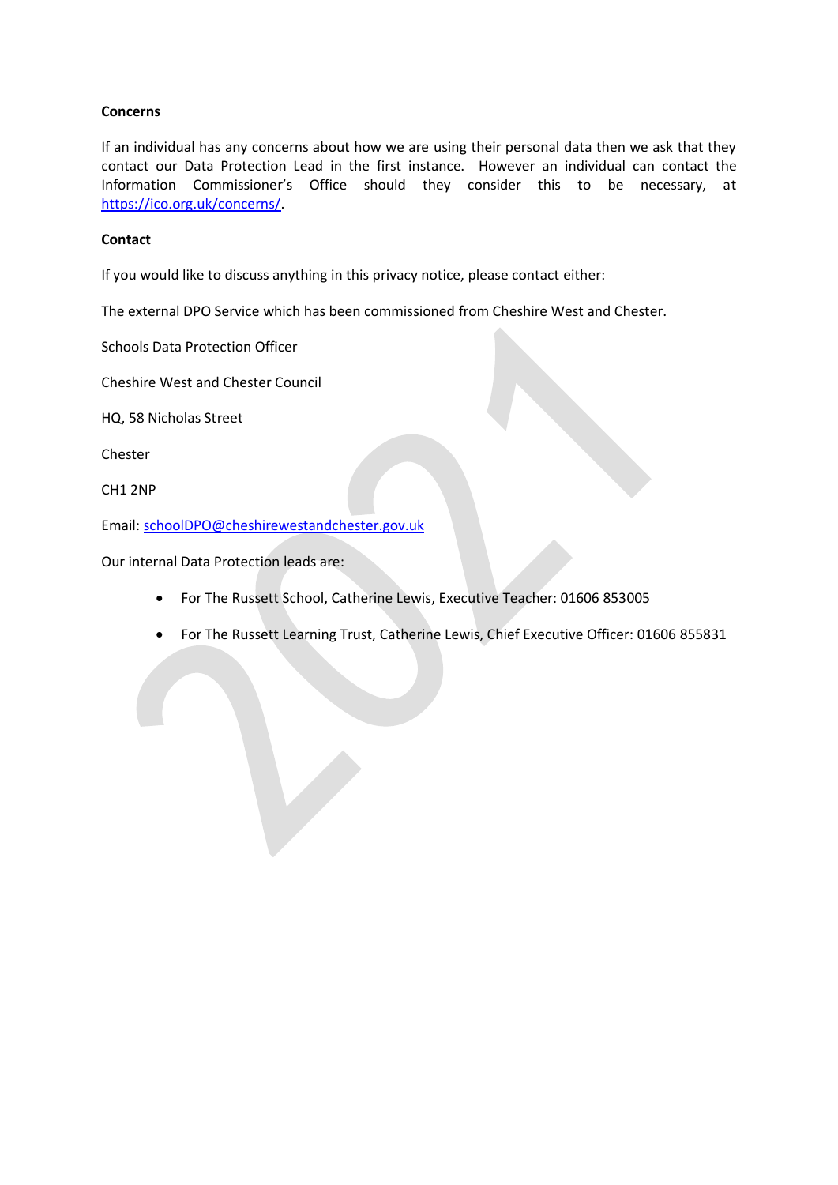**Concerns**

If an individual has any concerns about how we are using their personal data then we ask that they contact our Data Protection Lead in the first instance. However an individual can contact the Information Commissioner's Office should they consider this to be necessary, at https://ico.org.uk/concerns/.

**Contact**

If you would like to discuss anything in this privacy notice, please contact either:

The external DPO Service which has been commissioned from Cheshire West and Chester.

Schools Data Protection Officer

Cheshire West and Chester Council

HQ, 58 Nicholas Street

Chester

CH1 2NP

Email: schoolDPO@cheshirewestandchester.gov.uk

Our internal Data Protection leads are:

- For The Russett School, Catherine Lewis, Executive Teacher: 01606 853005
- For The Russett Learning Trust, Catherine Lewis, Chief Executive Officer: 01606 855831